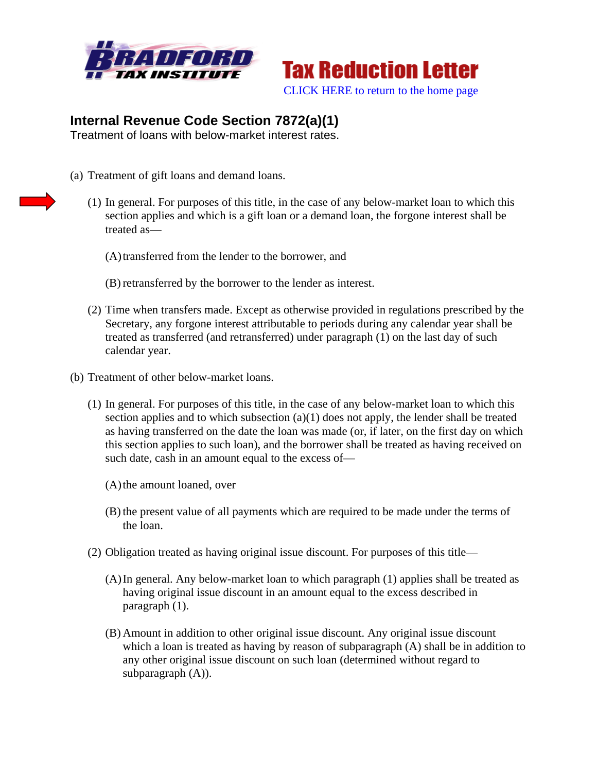BRADFORD TAX INSTITUTE

**Tax Reduction Letter**

CLICK HERE to return to the home page

## Internal Revenue Code Section 7872(a)(1)

Treatment of loans with below-market interest rates.

(a) Treatment of gift loans and demand loans.

(1) In general. For purposes of this title, in the case of any below-market loan to which this section applies and which is a gift loan or a demand loan, the forgone interest shall be treated as—

(A) transferred from the lender to the borrower, and

(B) retransferred by the borrower to the lender as interest.

(2) Time when transfers made. Except as otherwise provided in regulations prescribed by the Secretary, any forgone interest attributable to periods during any calendar year shall be treated as transferred (and retransferred) under paragraph (1) on the last day of such calendar year.

(b) Treatment of other below-market loans.

(1) In general. For purposes of this title, in the case of any below-market loan to which this section applies and to which subsection (a)(1) does not apply, the lender shall be treated as having transferred on the date the loan was made (or, if later, on the first day on which this section applies to such loan), and the borrower shall be treated as having received on such date, cash in an amount equal to the excess of—

(A) the amount loaned, over

(B) the present value of all payments which are required to be made under the terms of the loan.

(2) Obligation treated as having original issue discount. For purposes of this title—

(A) In general. Any below-market loan to which paragraph (1) applies shall be treated as having original issue discount in an amount equal to the excess described in paragraph (1).

(B) Amount in addition to other original issue discount. Any original issue discount which a loan is treated as having by reason of subparagraph (A) shall be in addition to any other original issue discount on such loan (determined without regard to subparagraph (A)).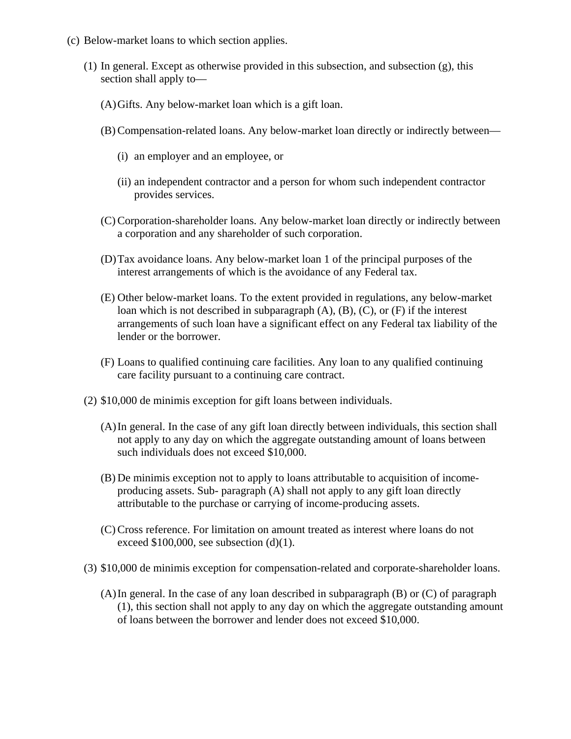(c) Below-market loans to which section applies.

(1) In general. Except as otherwise provided in this subsection, and subsection (g), this section shall apply to—

(A) Gifts. Any below-market loan which is a gift loan.

(B) Compensation-related loans. Any below-market loan directly or indirectly between—

(i) an employer and an employee, or

(ii) an independent contractor and a person for whom such independent contractor provides services.

(C) Corporation-shareholder loans. Any below-market loan directly or indirectly between a corporation and any shareholder of such corporation.

(D) Tax avoidance loans. Any below-market loan 1 of the principal purposes of the interest arrangements of which is the avoidance of any Federal tax.

(E) Other below-market loans. To the extent provided in regulations, any below-market loan which is not described in subparagraph (A), (B), (C), or (F) if the interest arrangements of such loan have a significant effect on any Federal tax liability of the lender or the borrower.

(F) Loans to qualified continuing care facilities. Any loan to any qualified continuing care facility pursuant to a continuing care contract.

(2) $10,000 de minimis exception for gift loans between individuals.

(A) In general. In the case of any gift loan directly between individuals, this section shall not apply to any day on which the aggregate outstanding amount of loans between such individuals does not exceed $10,000.

(B) De minimis exception not to apply to loans attributable to acquisition of income-producing assets. Sub- paragraph (A) shall not apply to any gift loan directly attributable to the purchase or carrying of income-producing assets.

(C) Cross reference. For limitation on amount treated as interest where loans do not exceed $100,000, see subsection (d)(1).

(3) $10,000 de minimis exception for compensation-related and corporate-shareholder loans.

(A) In general. In the case of any loan described in subparagraph (B) or (C) of paragraph (1), this section shall not apply to any day on which the aggregate outstanding amount of loans between the borrower and lender does not exceed $10,000.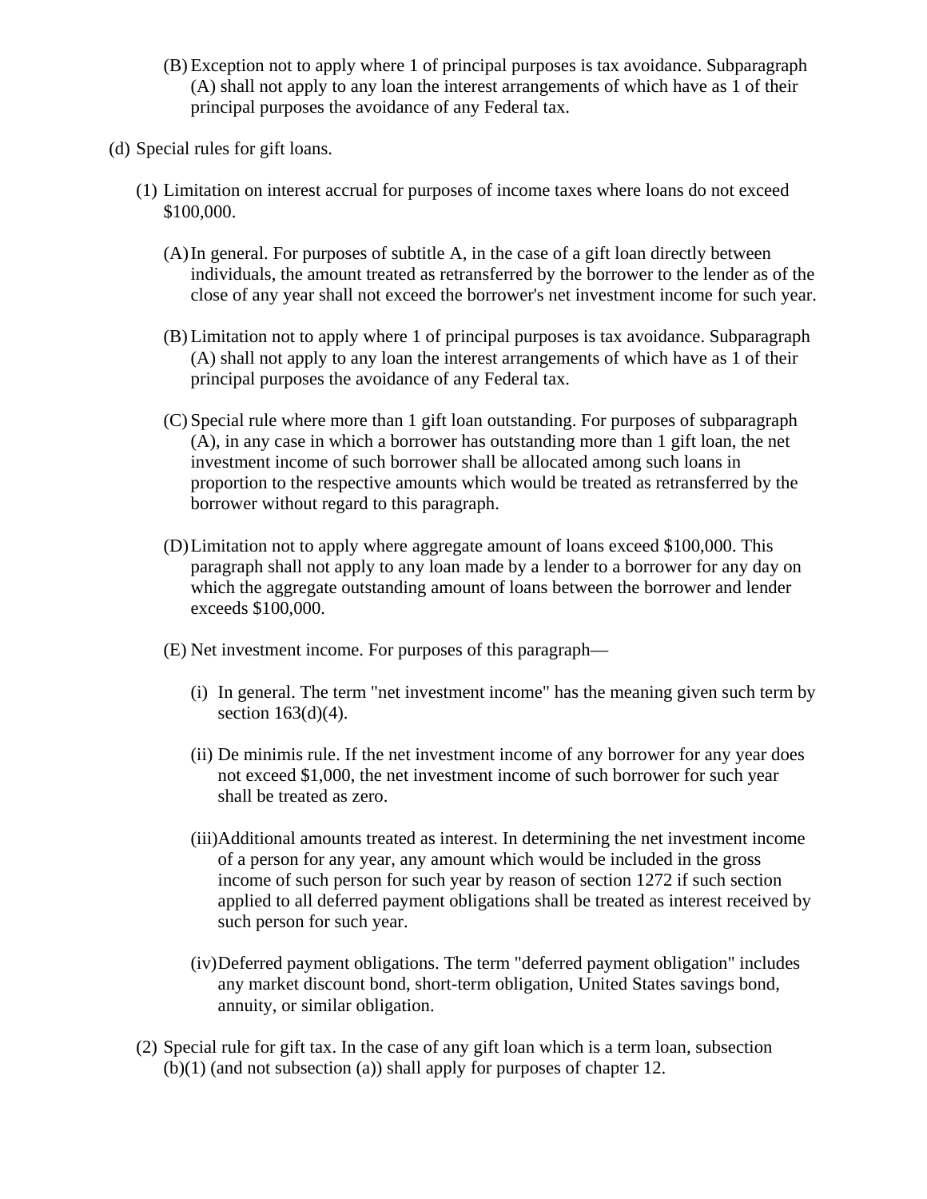(B) Exception not to apply where 1 of principal purposes is tax avoidance. Subparagraph (A) shall not apply to any loan the interest arrangements of which have as 1 of their principal purposes the avoidance of any Federal tax.

(d) Special rules for gift loans.

(1) Limitation on interest accrual for purposes of income taxes where loans do not exceed $100,000.

(A) In general. For purposes of subtitle A, in the case of a gift loan directly between individuals, the amount treated as retransferred by the borrower to the lender as of the close of any year shall not exceed the borrower's net investment income for such year.

(B) Limitation not to apply where 1 of principal purposes is tax avoidance. Subparagraph (A) shall not apply to any loan the interest arrangements of which have as 1 of their principal purposes the avoidance of any Federal tax.

(C) Special rule where more than 1 gift loan outstanding. For purposes of subparagraph (A), in any case in which a borrower has outstanding more than 1 gift loan, the net investment income of such borrower shall be allocated among such loans in proportion to the respective amounts which would be treated as retransferred by the borrower without regard to this paragraph.

(D) Limitation not to apply where aggregate amount of loans exceed $100,000. This paragraph shall not apply to any loan made by a lender to a borrower for any day on which the aggregate outstanding amount of loans between the borrower and lender exceeds $100,000.

(E) Net investment income. For purposes of this paragraph—

(i) In general. The term "net investment income" has the meaning given such term by section 163(d)(4).

(ii) De minimis rule. If the net investment income of any borrower for any year does not exceed $1,000, the net investment income of such borrower for such year shall be treated as zero.

(iii) Additional amounts treated as interest. In determining the net investment income of a person for any year, any amount which would be included in the gross income of such person for such year by reason of section 1272 if such section applied to all deferred payment obligations shall be treated as interest received by such person for such year.

(iv) Deferred payment obligations. The term "deferred payment obligation" includes any market discount bond, short-term obligation, United States savings bond, annuity, or similar obligation.

(2) Special rule for gift tax. In the case of any gift loan which is a term loan, subsection (b)(1) (and not subsection (a)) shall apply for purposes of chapter 12.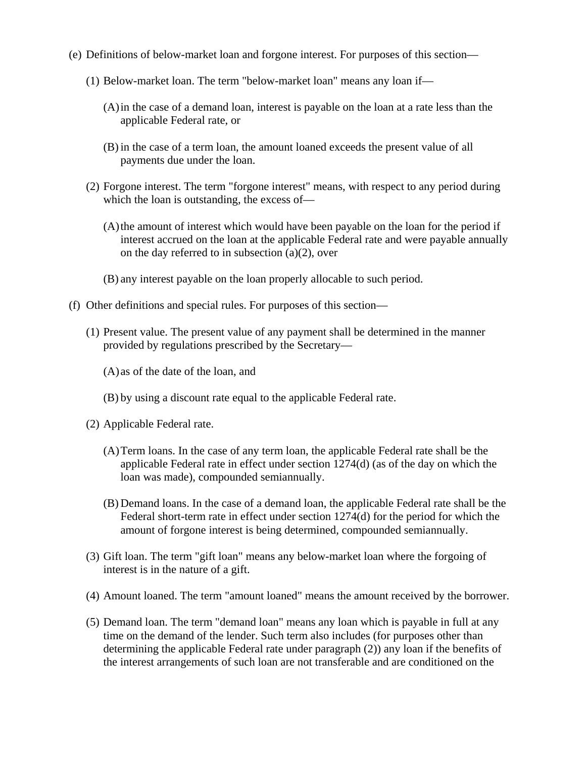(e) Definitions of below-market loan and forgone interest. For purposes of this section—

(1) Below-market loan. The term "below-market loan" means any loan if—

(A) in the case of a demand loan, interest is payable on the loan at a rate less than the applicable Federal rate, or

(B) in the case of a term loan, the amount loaned exceeds the present value of all payments due under the loan.

(2) Forgone interest. The term "forgone interest" means, with respect to any period during which the loan is outstanding, the excess of—

(A) the amount of interest which would have been payable on the loan for the period if interest accrued on the loan at the applicable Federal rate and were payable annually on the day referred to in subsection (a)(2), over

(B) any interest payable on the loan properly allocable to such period.

(f) Other definitions and special rules. For purposes of this section—

(1) Present value. The present value of any payment shall be determined in the manner provided by regulations prescribed by the Secretary—

(A) as of the date of the loan, and

(B) by using a discount rate equal to the applicable Federal rate.

(2) Applicable Federal rate.

(A) Term loans. In the case of any term loan, the applicable Federal rate shall be the applicable Federal rate in effect under section 1274(d) (as of the day on which the loan was made), compounded semiannually.

(B) Demand loans. In the case of a demand loan, the applicable Federal rate shall be the Federal short-term rate in effect under section 1274(d) for the period for which the amount of forgone interest is being determined, compounded semiannually.

(3) Gift loan. The term "gift loan" means any below-market loan where the forgoing of interest is in the nature of a gift.

(4) Amount loaned. The term "amount loaned" means the amount received by the borrower.

(5) Demand loan. The term "demand loan" means any loan which is payable in full at any time on the demand of the lender. Such term also includes (for purposes other than determining the applicable Federal rate under paragraph (2)) any loan if the benefits of the interest arrangements of such loan are not transferable and are conditioned on the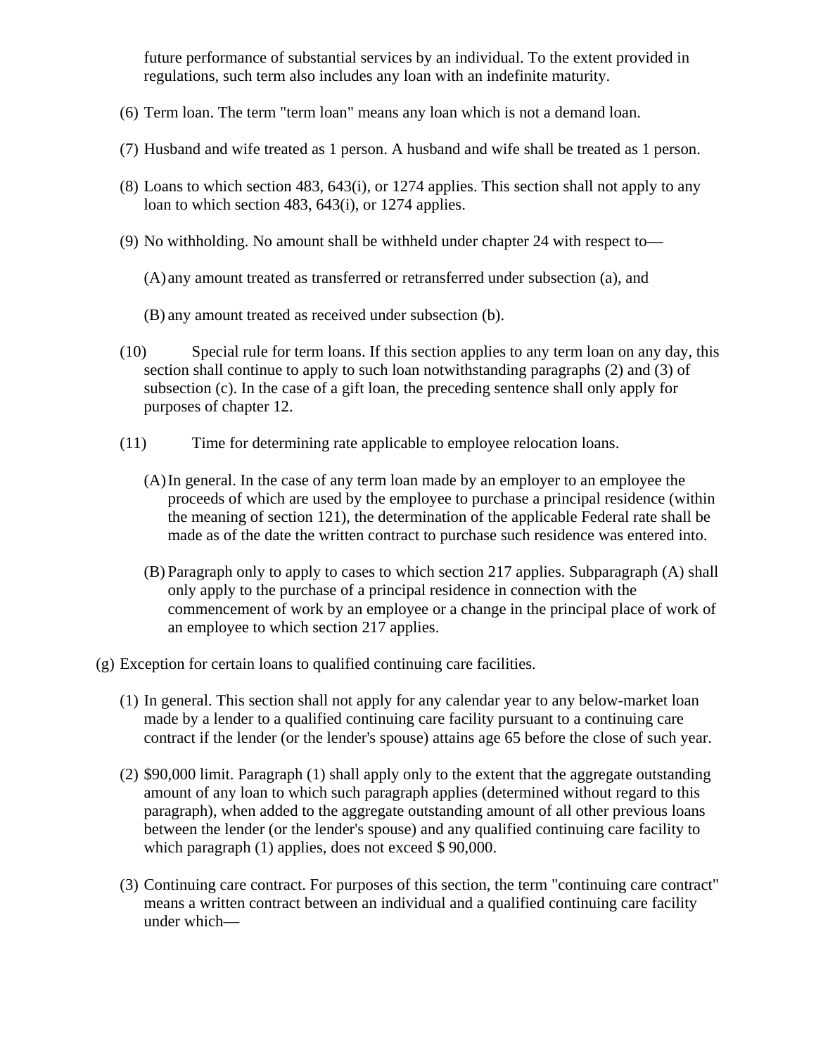future performance of substantial services by an individual. To the extent provided in regulations, such term also includes any loan with an indefinite maturity.

(6) Term loan. The term "term loan" means any loan which is not a demand loan.

(7) Husband and wife treated as 1 person. A husband and wife shall be treated as 1 person.

(8) Loans to which section 483, 643(i), or 1274 applies. This section shall not apply to any loan to which section 483, 643(i), or 1274 applies.

(9) No withholding. No amount shall be withheld under chapter 24 with respect to—

(A) any amount treated as transferred or retransferred under subsection (a), and

(B) any amount treated as received under subsection (b).

(10) Special rule for term loans. If this section applies to any term loan on any day, this section shall continue to apply to such loan notwithstanding paragraphs (2) and (3) of subsection (c). In the case of a gift loan, the preceding sentence shall only apply for purposes of chapter 12.

(11) Time for determining rate applicable to employee relocation loans.

(A) In general. In the case of any term loan made by an employer to an employee the proceeds of which are used by the employee to purchase a principal residence (within the meaning of section 121), the determination of the applicable Federal rate shall be made as of the date the written contract to purchase such residence was entered into.

(B) Paragraph only to apply to cases to which section 217 applies. Subparagraph (A) shall only apply to the purchase of a principal residence in connection with the commencement of work by an employee or a change in the principal place of work of an employee to which section 217 applies.

(g) Exception for certain loans to qualified continuing care facilities.

(1) In general. This section shall not apply for any calendar year to any below-market loan made by a lender to a qualified continuing care facility pursuant to a continuing care contract if the lender (or the lender's spouse) attains age 65 before the close of such year.

(2) $90,000 limit. Paragraph (1) shall apply only to the extent that the aggregate outstanding amount of any loan to which such paragraph applies (determined without regard to this paragraph), when added to the aggregate outstanding amount of all other previous loans between the lender (or the lender's spouse) and any qualified continuing care facility to which paragraph (1) applies, does not exceed $ 90,000.

(3) Continuing care contract. For purposes of this section, the term "continuing care contract" means a written contract between an individual and a qualified continuing care facility under which—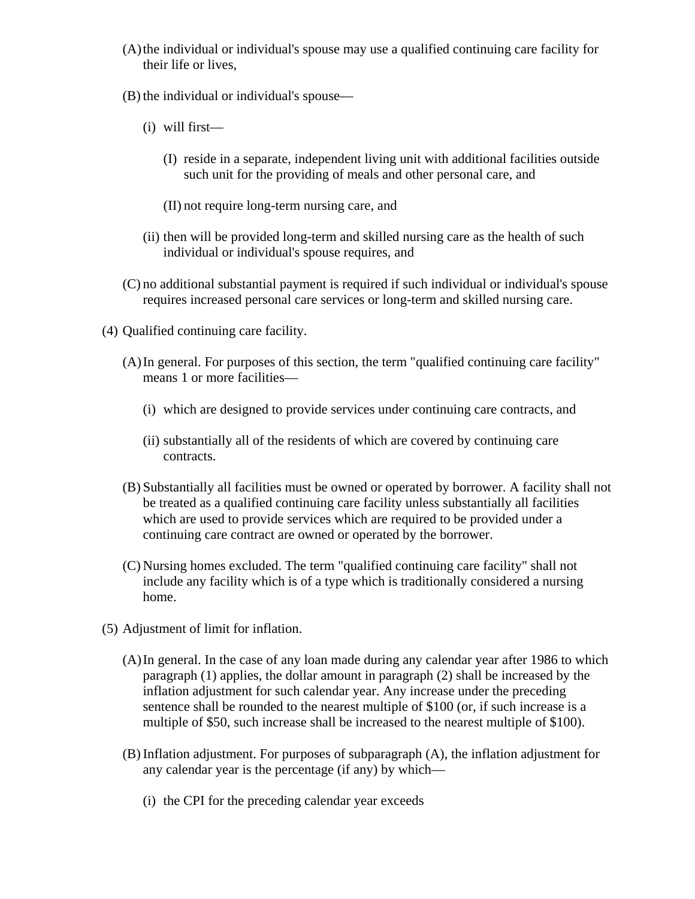(A) the individual or individual's spouse may use a qualified continuing care facility for their life or lives,

(B) the individual or individual's spouse—

(i) will first—

(I) reside in a separate, independent living unit with additional facilities outside such unit for the providing of meals and other personal care, and

(II) not require long-term nursing care, and

(ii) then will be provided long-term and skilled nursing care as the health of such individual or individual's spouse requires, and

(C) no additional substantial payment is required if such individual or individual's spouse requires increased personal care services or long-term and skilled nursing care.

(4) Qualified continuing care facility.

(A) In general. For purposes of this section, the term "qualified continuing care facility" means 1 or more facilities—

(i) which are designed to provide services under continuing care contracts, and

(ii) substantially all of the residents of which are covered by continuing care contracts.

(B) Substantially all facilities must be owned or operated by borrower. A facility shall not be treated as a qualified continuing care facility unless substantially all facilities which are used to provide services which are required to be provided under a continuing care contract are owned or operated by the borrower.

(C) Nursing homes excluded. The term "qualified continuing care facility" shall not include any facility which is of a type which is traditionally considered a nursing home.

(5) Adjustment of limit for inflation.

(A) In general. In the case of any loan made during any calendar year after 1986 to which paragraph (1) applies, the dollar amount in paragraph (2) shall be increased by the inflation adjustment for such calendar year. Any increase under the preceding sentence shall be rounded to the nearest multiple of $100 (or, if such increase is a multiple of $50, such increase shall be increased to the nearest multiple of $100).

(B) Inflation adjustment. For purposes of subparagraph (A), the inflation adjustment for any calendar year is the percentage (if any) by which—

(i) the CPI for the preceding calendar year exceeds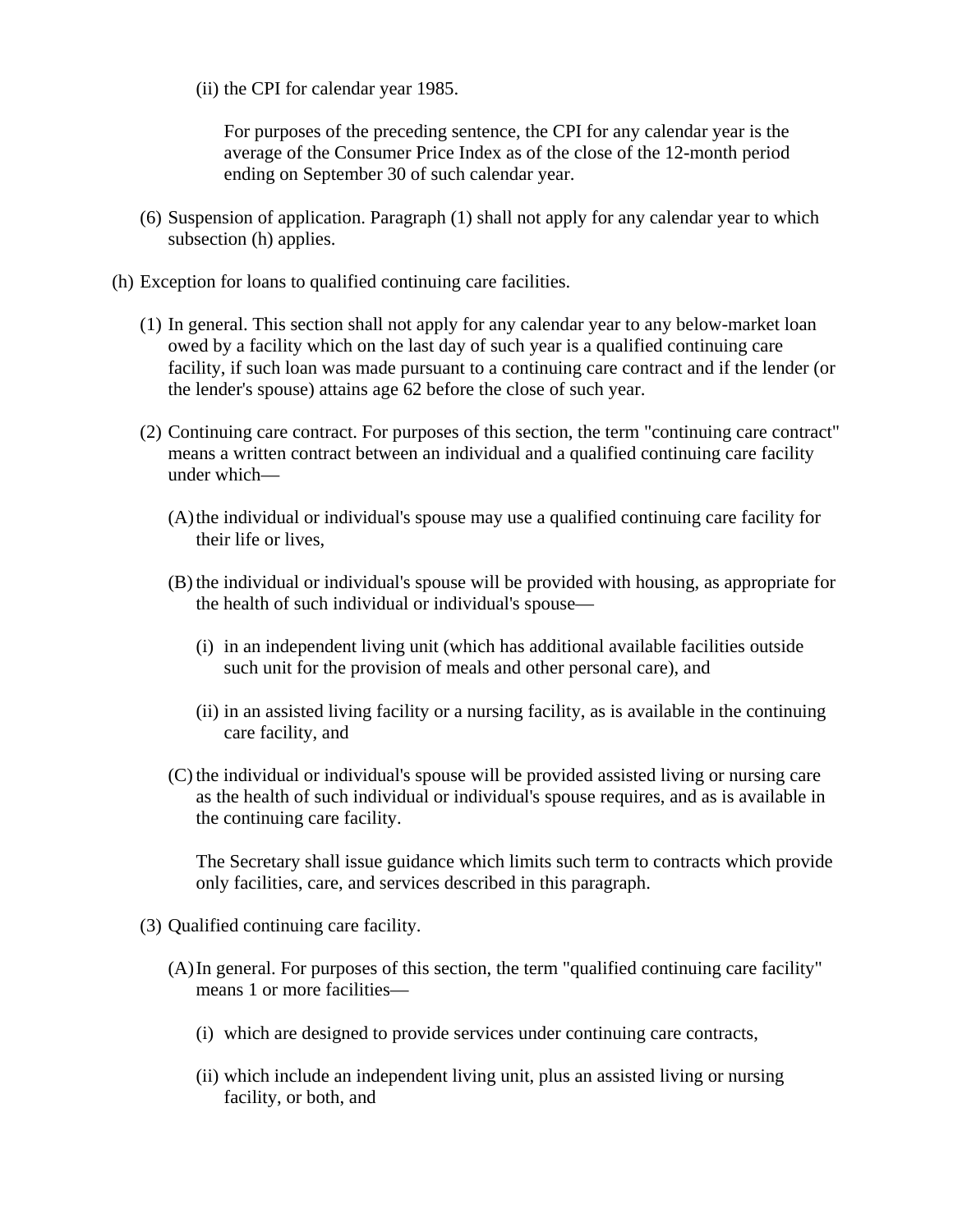(ii) the CPI for calendar year 1985.

For purposes of the preceding sentence, the CPI for any calendar year is the average of the Consumer Price Index as of the close of the 12-month period ending on September 30 of such calendar year.

(6) Suspension of application. Paragraph (1) shall not apply for any calendar year to which subsection (h) applies.

(h) Exception for loans to qualified continuing care facilities.

(1) In general. This section shall not apply for any calendar year to any below-market loan owed by a facility which on the last day of such year is a qualified continuing care facility, if such loan was made pursuant to a continuing care contract and if the lender (or the lender's spouse) attains age 62 before the close of such year.

(2) Continuing care contract. For purposes of this section, the term "continuing care contract" means a written contract between an individual and a qualified continuing care facility under which—

(A) the individual or individual's spouse may use a qualified continuing care facility for their life or lives,

(B) the individual or individual's spouse will be provided with housing, as appropriate for the health of such individual or individual's spouse—

(i) in an independent living unit (which has additional available facilities outside such unit for the provision of meals and other personal care), and

(ii) in an assisted living facility or a nursing facility, as is available in the continuing care facility, and

(C) the individual or individual's spouse will be provided assisted living or nursing care as the health of such individual or individual's spouse requires, and as is available in the continuing care facility.

The Secretary shall issue guidance which limits such term to contracts which provide only facilities, care, and services described in this paragraph.

(3) Qualified continuing care facility.

(A) In general. For purposes of this section, the term "qualified continuing care facility" means 1 or more facilities—

(i) which are designed to provide services under continuing care contracts,

(ii) which include an independent living unit, plus an assisted living or nursing facility, or both, and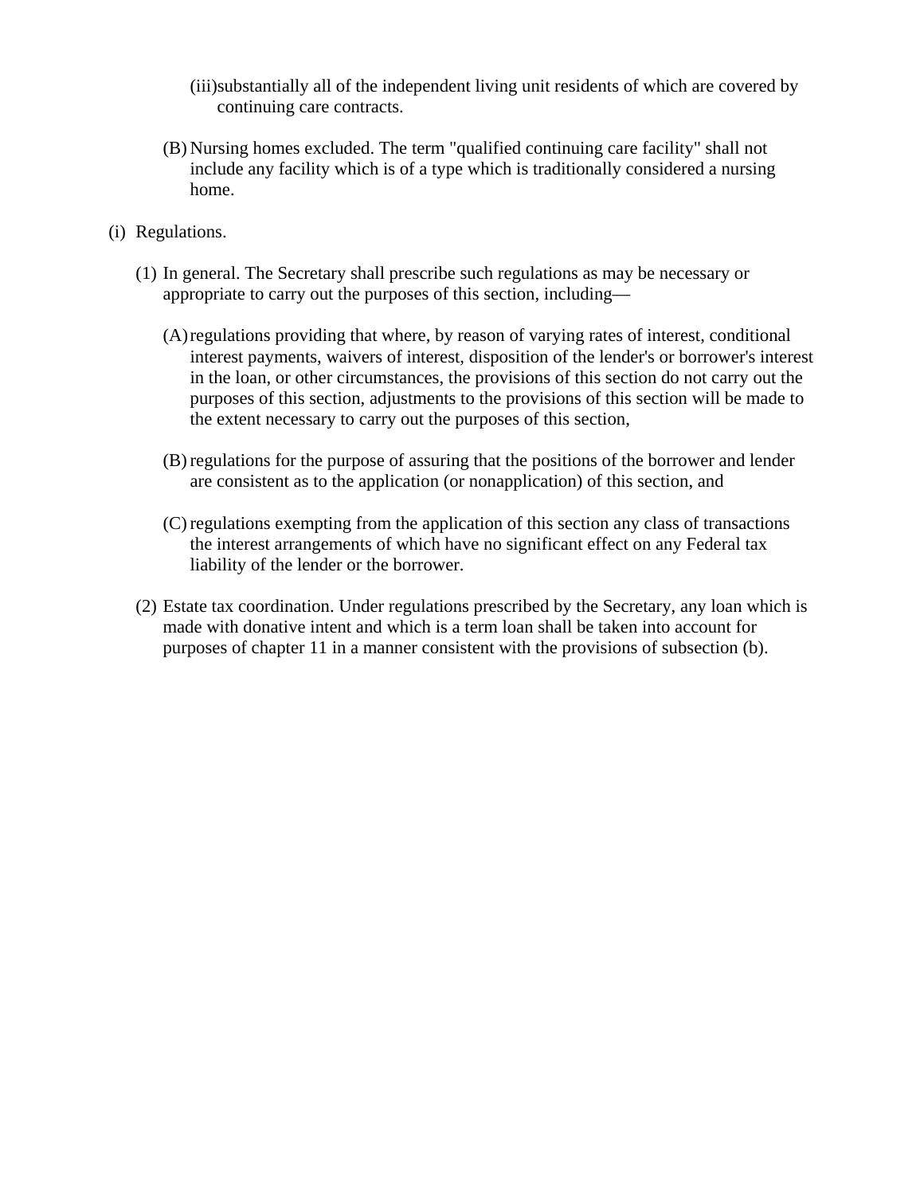(iii) substantially all of the independent living unit residents of which are covered by continuing care contracts.

(B) Nursing homes excluded. The term "qualified continuing care facility" shall not include any facility which is of a type which is traditionally considered a nursing home.

(i) Regulations.

(1) In general. The Secretary shall prescribe such regulations as may be necessary or appropriate to carry out the purposes of this section, including—

(A) regulations providing that where, by reason of varying rates of interest, conditional interest payments, waivers of interest, disposition of the lender's or borrower's interest in the loan, or other circumstances, the provisions of this section do not carry out the purposes of this section, adjustments to the provisions of this section will be made to the extent necessary to carry out the purposes of this section,

(B) regulations for the purpose of assuring that the positions of the borrower and lender are consistent as to the application (or nonapplication) of this section, and

(C) regulations exempting from the application of this section any class of transactions the interest arrangements of which have no significant effect on any Federal tax liability of the lender or the borrower.

(2) Estate tax coordination. Under regulations prescribed by the Secretary, any loan which is made with donative intent and which is a term loan shall be taken into account for purposes of chapter 11 in a manner consistent with the provisions of subsection (b).